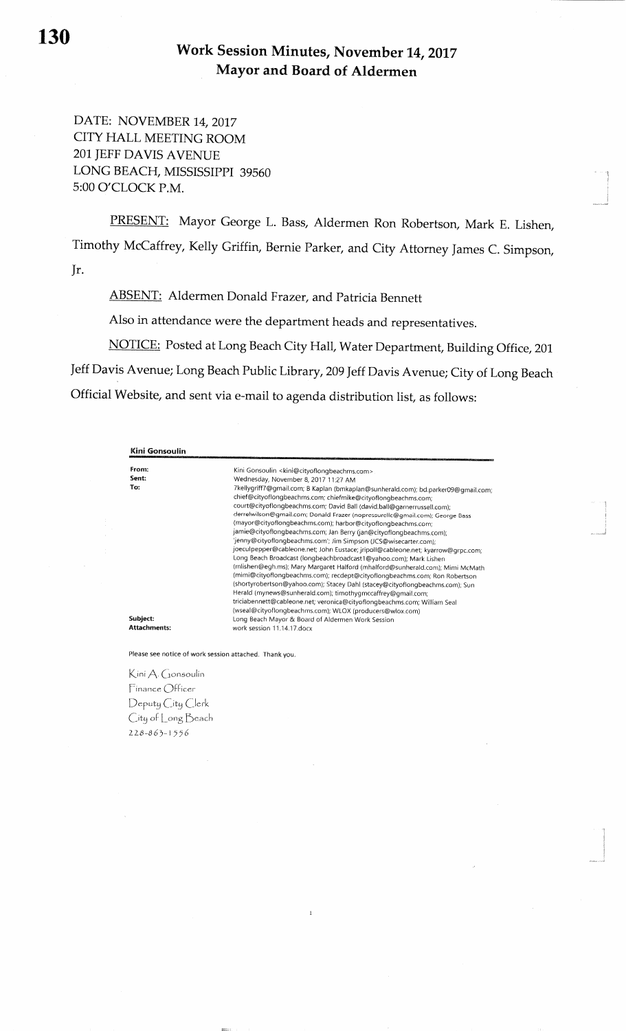# Work Session Minutes, November 14, 2017
## Mayor and Board of Aldermen

DATE: NOVEMBER 14, 2017
CITY HALL MEETING ROOM
201 JEFF DAVIS AVENUE
LONG BEACH, MISSISSIPPI 39560
5:00 O'CLOCK P.M.

PRESENT: Mayor George L. Bass, Aldermen Ron Robertson, Mark E. Lishen, Timothy McCaffrey, Kelly Griffin, Bernie Parker, and City Attorney James C. Simpson, Jr.

ABSENT: Aldermen Donald Frazer, and Patricia Bennett

Also in attendance were the department heads and representatives.

NOTICE: Posted at Long Beach City Hall, Water Department, Building Office, 201 Jeff Davis Avenue; Long Beach Public Library, 209 Jeff Davis Avenue; City of Long Beach Official Website, and sent via e-mail to agenda distribution list, as follows:

**Kini Gonsoulin**

| | |
|---|---|
| **From:** | Kini Gonsoulin <kini@cityoflongbeachms.com> |
| **Sent:** | Wednesday, November 8, 2017 11:27 AM |
| **To:** | 7kellygriff7@gmail.com; B Kaplan (bmkaplan@sunherald.com); bd.parker09@gmail.com; chief@cityoflongbeachms.com; chiefmike@cityoflongbeachms.com; court@cityoflongbeachms.com; David Ball (david.ball@garnerrussell.com); derrelwilson@gmail.com; Donald Frazer (nopressurellc@gmail.com); George Bass (mayor@cityoflongbeachms.com); harbor@cityoflongbeachms.com; jamie@cityoflongbeachms.com; Jan Berry (jan@cityoflongbeachms.com); 'jenny@cityoflongbeachms.com'; Jim Simpson (JCS@wisecarter.com); joeculpepper@cableone.net; John Eustace; jripoll@cableone.net; kyarrow@grpc.com; Long Beach Broadcast (longbeachbroadcast1@yahoo.com); Mark Lishen (mlishen@egh.ms); Mary Margaret Halford (mhalford@sunherald.com); Mimi McMath (mimi@cityoflongbeachms.com); recdept@cityoflongbeachms.com; Ron Robertson (shortyrobertson@yahoo.com); Stacey Dahl (stacey@cityoflongbeachms.com); Sun Herald (mynews@sunherald.com); timothygmccaffrey@gmail.com; triciabennett@cableone.net; veronica@cityoflongbeachms.com; William Seal (wseal@cityoflongbeachms.com); WLOX (producers@wlox.com) |
| **Subject:** | Long Beach Mayor & Board of Aldermen Work Session |
| **Attachments:** | work session 11.14.17.docx |

Please see notice of work session attached. Thank you.

Kini A. Gonsoulin
Finance Officer
Deputy City Clerk
City of Long Beach
228-863-1556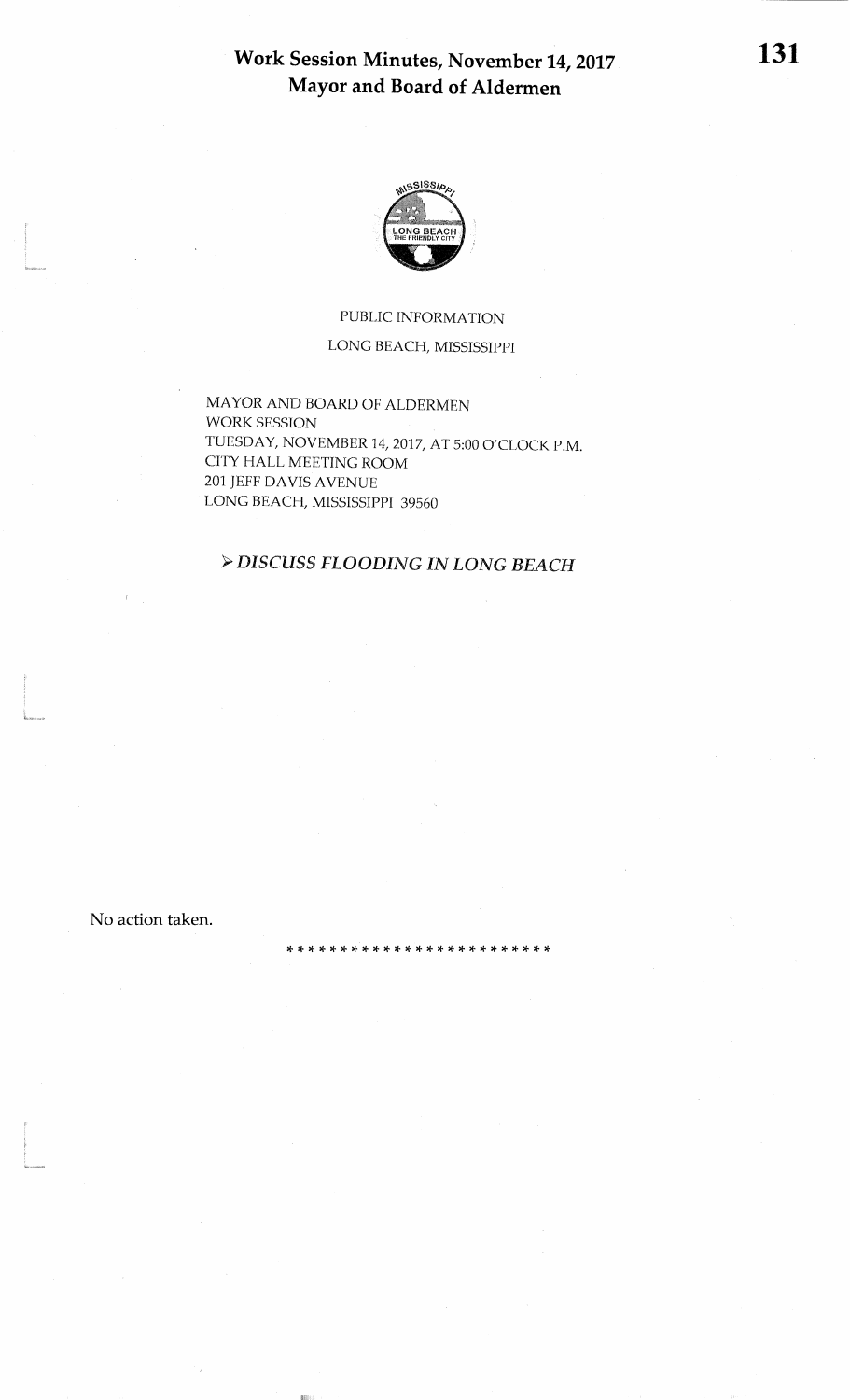# Work Session Minutes, November 14, 2017
## Mayor and Board of Aldermen

PUBLIC INFORMATION

LONG BEACH, MISSISSIPPI

MAYOR AND BOARD OF ALDERMEN
WORK SESSION
TUESDAY, NOVEMBER 14, 2017, AT 5:00 O'CLOCK P.M.
CITY HALL MEETING ROOM
201 JEFF DAVIS AVENUE
LONG BEACH, MISSISSIPPI 39560

➢ ***DISCUSS FLOODING IN LONG BEACH***

No action taken.

\* \* \* \* \* \* \* \* \* \* \* \* \* \* \* \* \* \* \* \* \* \* \* \*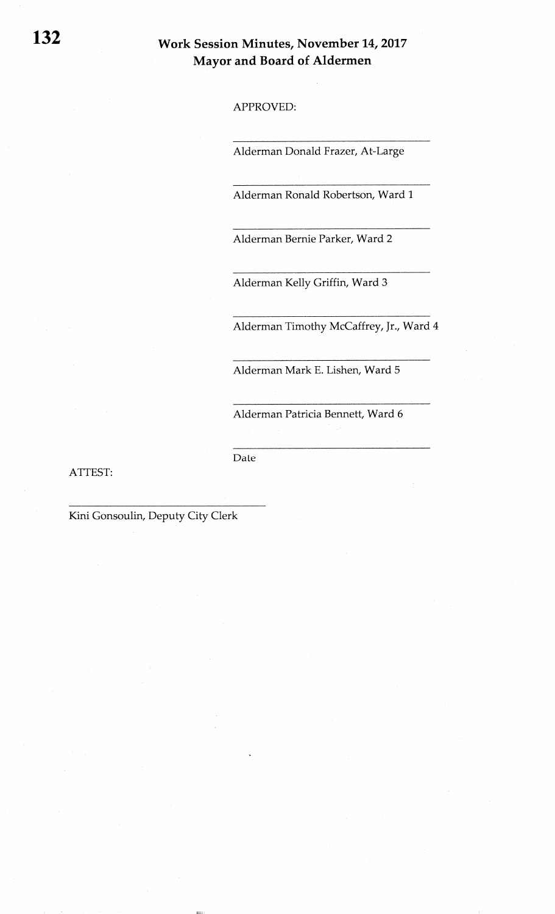APPROVED:

\_\_\_\_\_\_\_\_\_\_\_\_\_\_\_\_\_\_\_\_\_\_\_\_\_\_\_\_\_\_\_\_\_\_\_\_

Alderman Donald Frazer, At-Large

\_\_\_\_\_\_\_\_\_\_\_\_\_\_\_\_\_\_\_\_\_\_\_\_\_\_\_\_\_\_\_\_\_\_\_\_

Alderman Ronald Robertson, Ward 1

\_\_\_\_\_\_\_\_\_\_\_\_\_\_\_\_\_\_\_\_\_\_\_\_\_\_\_\_\_\_\_\_\_\_\_\_

Alderman Bernie Parker, Ward 2

\_\_\_\_\_\_\_\_\_\_\_\_\_\_\_\_\_\_\_\_\_\_\_\_\_\_\_\_\_\_\_\_\_\_\_\_

Alderman Kelly Griffin, Ward 3

\_\_\_\_\_\_\_\_\_\_\_\_\_\_\_\_\_\_\_\_\_\_\_\_\_\_\_\_\_\_\_\_\_\_\_\_

Alderman Timothy McCaffrey, Jr., Ward 4

\_\_\_\_\_\_\_\_\_\_\_\_\_\_\_\_\_\_\_\_\_\_\_\_\_\_\_\_\_\_\_\_\_\_\_\_

Alderman Mark E. Lishen, Ward 5

\_\_\_\_\_\_\_\_\_\_\_\_\_\_\_\_\_\_\_\_\_\_\_\_\_\_\_\_\_\_\_\_\_\_\_\_

Alderman Patricia Bennett, Ward 6

\_\_\_\_\_\_\_\_\_\_\_\_\_\_\_\_\_\_\_\_\_\_\_\_\_\_\_\_\_\_\_\_\_\_\_\_

Date

ATTEST:

\_\_\_\_\_\_\_\_\_\_\_\_\_\_\_\_\_\_\_\_\_\_\_\_\_\_\_\_\_\_\_\_\_\_\_\_

Kini Gonsoulin, Deputy City Clerk